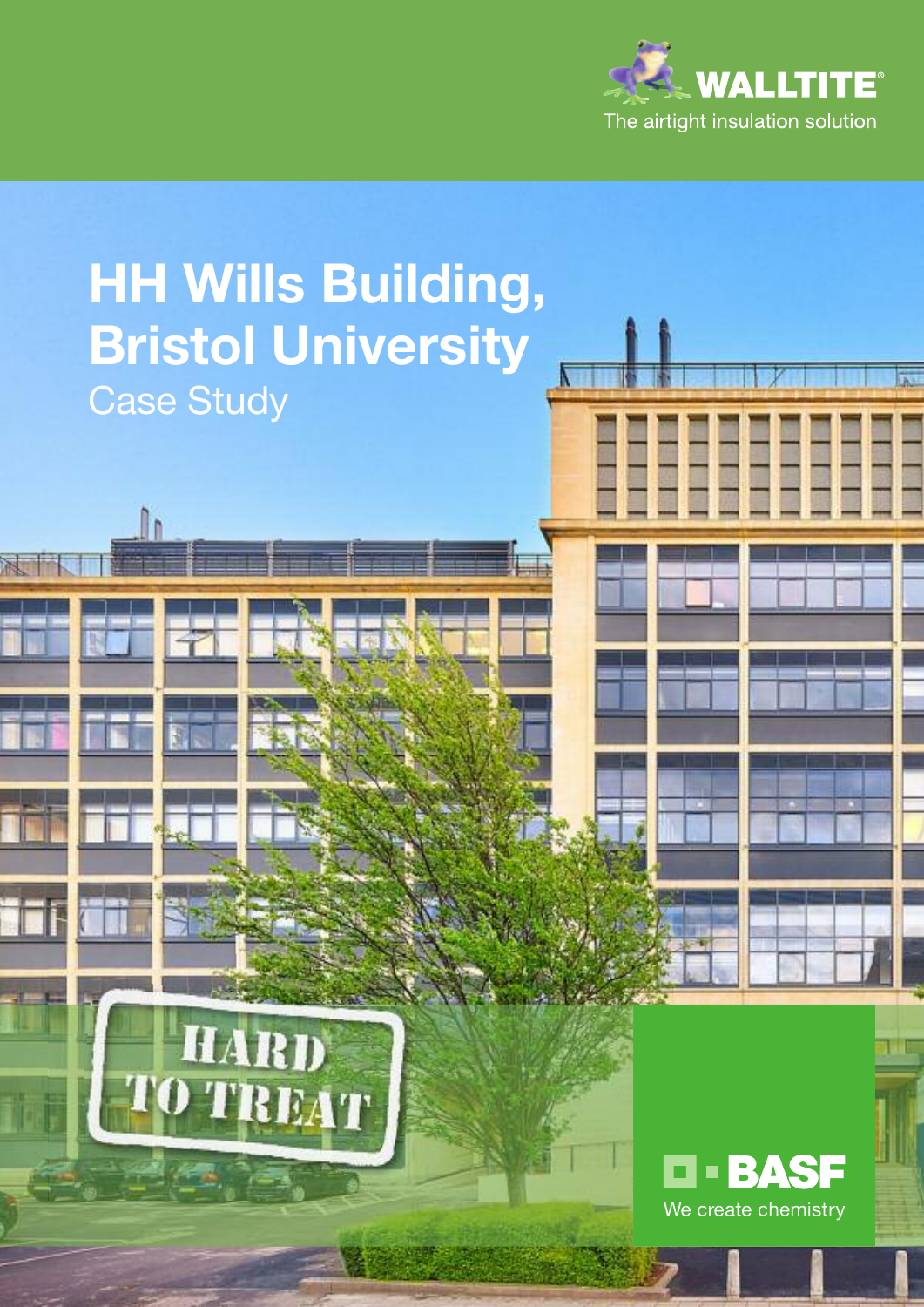WALLTITE®

The airtight insulation solution

# HH Wills Building, Bristol University

## Case Study

HARD TO TREAT

BASF

We create chemistry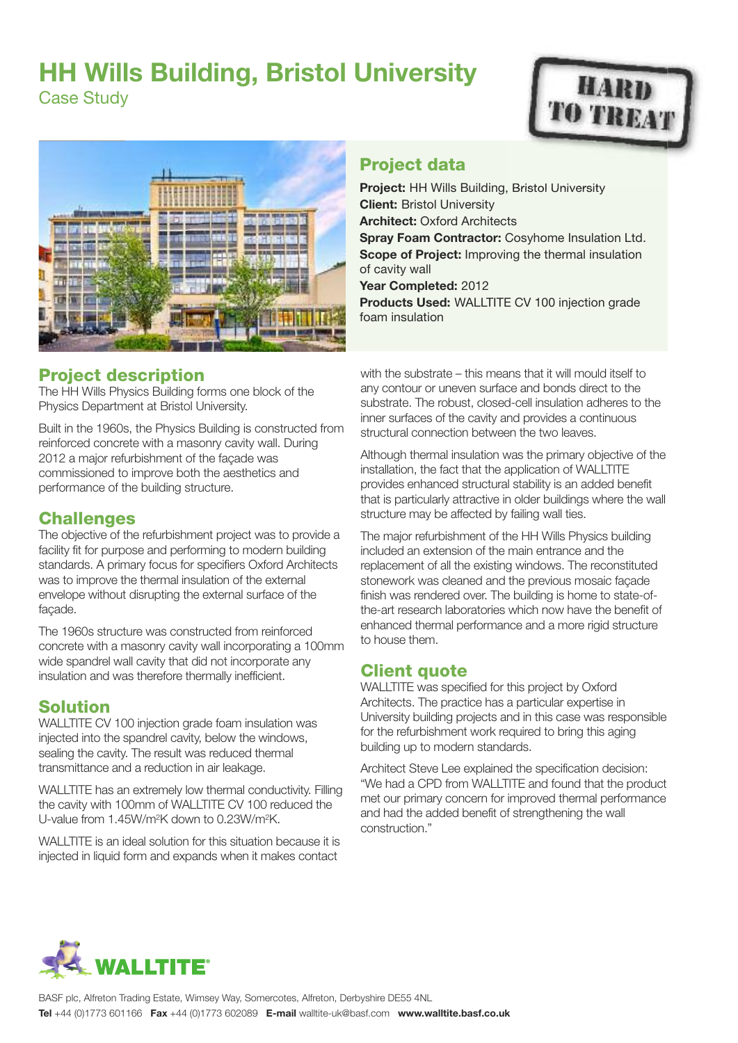# HH Wills Building, Bristol University

Case Study

HARD TO TREAT

## Project data

**Project:** HH Wills Building, Bristol University
**Client:** Bristol University
**Architect:** Oxford Architects
**Spray Foam Contractor:** Cosyhome Insulation Ltd.
**Scope of Project:** Improving the thermal insulation of cavity wall
**Year Completed:** 2012
**Products Used:** WALLTITE CV 100 injection grade foam insulation

## Project description

The HH Wills Physics Building forms one block of the Physics Department at Bristol University.

Built in the 1960s, the Physics Building is constructed from reinforced concrete with a masonry cavity wall. During 2012 a major refurbishment of the façade was commissioned to improve both the aesthetics and performance of the building structure.

## Challenges

The objective of the refurbishment project was to provide a facility fit for purpose and performing to modern building standards. A primary focus for specifiers Oxford Architects was to improve the thermal insulation of the external envelope without disrupting the external surface of the façade.

The 1960s structure was constructed from reinforced concrete with a masonry cavity wall incorporating a 100mm wide spandrel wall cavity that did not incorporate any insulation and was therefore thermally inefficient.

## Solution

WALLTITE CV 100 injection grade foam insulation was injected into the spandrel cavity, below the windows, sealing the cavity. The result was reduced thermal transmittance and a reduction in air leakage.

WALLTITE has an extremely low thermal conductivity. Filling the cavity with 100mm of WALLTITE CV 100 reduced the U-value from 1.45W/m$^2$K down to 0.23W/m$^2$K.

WALLTITE is an ideal solution for this situation because it is injected in liquid form and expands when it makes contact with the substrate – this means that it will mould itself to any contour or uneven surface and bonds direct to the substrate. The robust, closed-cell insulation adheres to the inner surfaces of the cavity and provides a continuous structural connection between the two leaves.

Although thermal insulation was the primary objective of the installation, the fact that the application of WALLTITE provides enhanced structural stability is an added benefit that is particularly attractive in older buildings where the wall structure may be affected by failing wall ties.

The major refurbishment of the HH Wills Physics building included an extension of the main entrance and the replacement of all the existing windows. The reconstituted stonework was cleaned and the previous mosaic façade finish was rendered over. The building is home to state-of-the-art research laboratories which now have the benefit of enhanced thermal performance and a more rigid structure to house them.

## Client quote

WALLTITE was specified for this project by Oxford Architects. The practice has a particular expertise in University building projects and in this case was responsible for the refurbishment work required to bring this aging building up to modern standards.

Architect Steve Lee explained the specification decision: "We had a CPD from WALLTITE and found that the product met our primary concern for improved thermal performance and had the added benefit of strengthening the wall construction."

WALLTITE®

BASF plc, Alfreton Trading Estate, Wimsey Way, Somercotes, Alfreton, Derbyshire DE55 4NL
**Tel** +44 (0)1773 601166 **Fax** +44 (0)1773 602089 **E-mail** walltite-uk@basf.com **www.walltite.basf.co.uk**